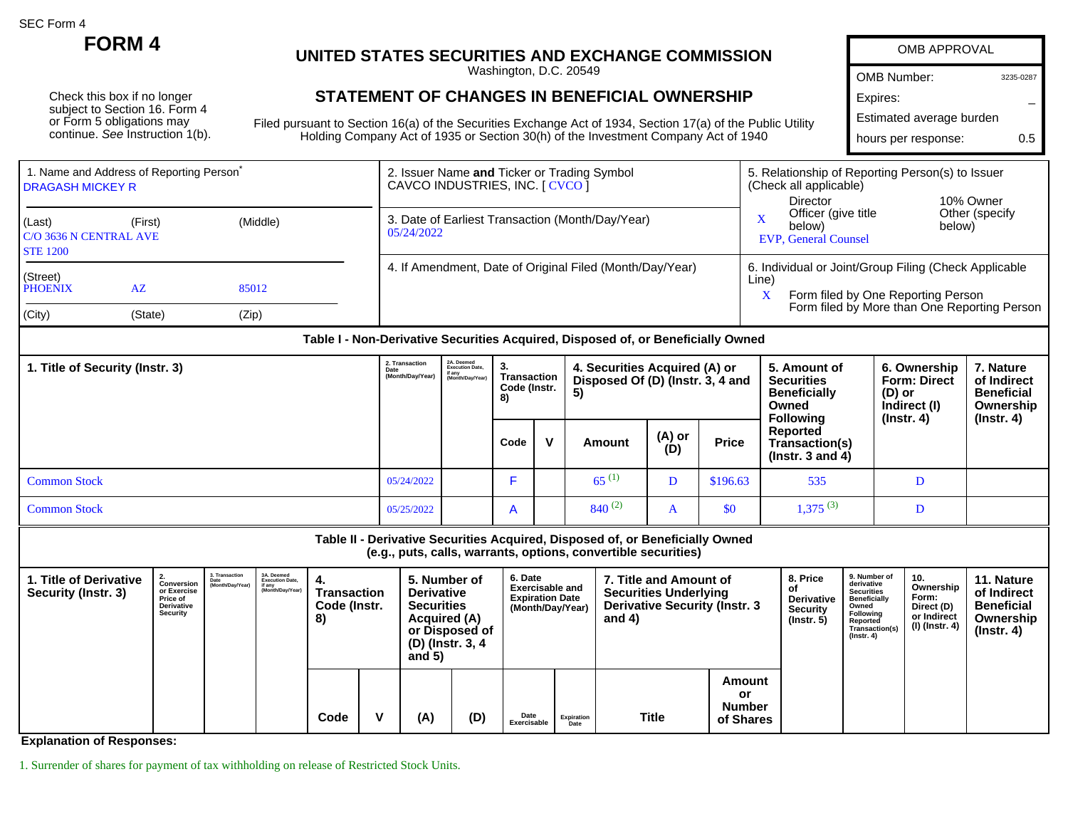SEC Form 4

# FORM 4

Check this box if no longer subject to Section 16. Form 4 or Form 5 obligations may continue. *See* Instruction 1(b).

## UNITED STATES SECURITIES AND EXCHANGE COMMISSION

Washington, D.C. 20549

## STATEMENT OF CHANGES IN BENEFICIAL OWNERSHIP

Filed pursuant to Section 16(a) of the Securities Exchange Act of 1934, Section 17(a) of the Public Utility Holding Company Act of 1935 or Section 30(h) of the Investment Company Act of 1940

| OMB APPROVAL | |
|---|---|
| OMB Number: | 3235-0287 |
| Expires: | – |
| Estimated average burden | |
| hours per response: | 0.5 |

1. Name and Address of Reporting Person*
DRAGASH MICKEY R

(Last) (First) (Middle)
C/O 3636 N CENTRAL AVE
STE 1200

(Street)
PHOENIX AZ 85012

(City) (State) (Zip)

2. Issuer Name **and** Ticker or Trading Symbol
CAVCO INDUSTRIES, INC. [ CVCO ]

3. Date of Earliest Transaction (Month/Day/Year)
05/24/2022

4. If Amendment, Date of Original Filed (Month/Day/Year)

5. Relationship of Reporting Person(s) to Issuer (Check all applicable)
Director
10% Owner
X Officer (give title below)
Other (specify below)
EVP, General Counsel

6. Individual or Joint/Group Filing (Check Applicable Line)
X Form filed by One Reporting Person
Form filed by More than One Reporting Person

### Table I - Non-Derivative Securities Acquired, Disposed of, or Beneficially Owned

| 1. Title of Security (Instr. 3) | 2. Transaction Date (Month/Day/Year) | 2A. Deemed Execution Date, if any (Month/Day/Year) | 3. Transaction Code (Instr. 8) | | 4. Securities Acquired (A) or Disposed Of (D) (Instr. 3, 4 and 5) | | | 5. Amount of Securities Beneficially Owned Following Reported Transaction(s) (Instr. 3 and 4) | 6. Ownership Form: Direct (D) or Indirect (I) (Instr. 4) | 7. Nature of Indirect Beneficial Ownership (Instr. 4) |
|---|---|---|---|---|---|---|---|---|---|---|
| | | | Code | V | Amount | (A) or (D) | Price | | | |
| Common Stock | 05/24/2022 | | F | | 65 [1] | D | $196.63 | 535 | D | |
| Common Stock | 05/25/2022 | | A | | 840 [2] | A | $0 | 1,375 [3] | D | |

### Table II - Derivative Securities Acquired, Disposed of, or Beneficially Owned (e.g., puts, calls, warrants, options, convertible securities)

| 1. Title of Derivative Security (Instr. 3) | 2. Conversion or Exercise Price of Derivative Security | 3. Transaction Date (Month/Day/Year) | 3A. Deemed Execution Date, if any (Month/Day/Year) | 4. Transaction Code (Instr. 8) | | 5. Number of Derivative Securities Acquired (A) or Disposed of (D) (Instr. 3, 4 and 5) | | 6. Date Exercisable and Expiration Date (Month/Day/Year) | | 7. Title and Amount of Securities Underlying Derivative Security (Instr. 3 and 4) | | 8. Price of Derivative Security (Instr. 5) | 9. Number of derivative Securities Beneficially Owned Following Reported Transaction(s) (Instr. 4) | 10. Ownership Form: Direct (D) or Indirect (I) (Instr. 4) | 11. Nature of Indirect Beneficial Ownership (Instr. 4) |
|---|---|---|---|---|---|---|---|---|---|---|---|---|---|---|---|
| | | | | Code | V | (A) | (D) | Date Exercisable | Expiration Date | Title | Amount or Number of Shares | | | | |

**Explanation of Responses:**

1. Surrender of shares for payment of tax withholding on release of Restricted Stock Units.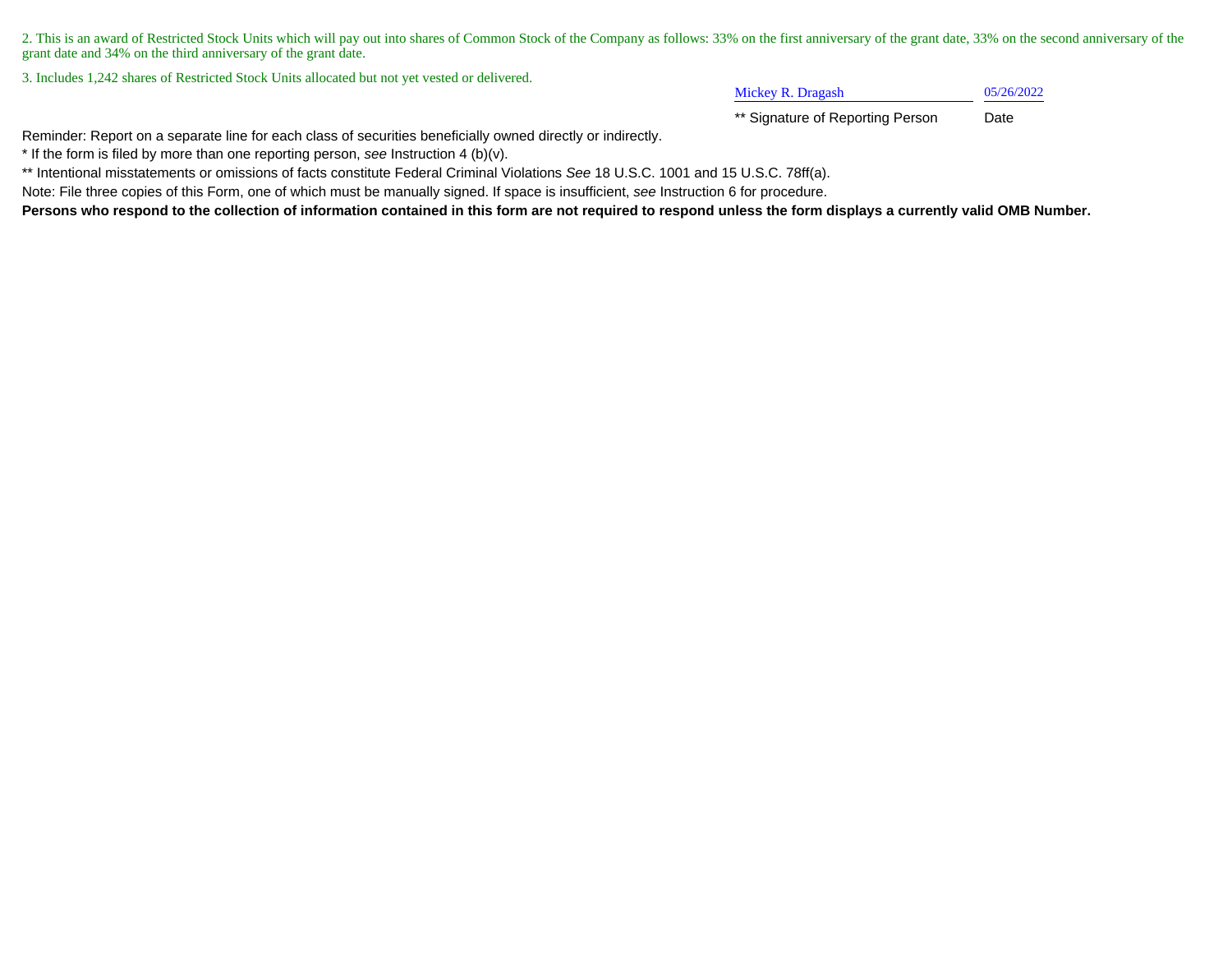2. This is an award of Restricted Stock Units which will pay out into shares of Common Stock of the Company as follows: 33% on the first anniversary of the grant date, 33% on the second anniversary of the grant date and 34% on the third anniversary of the grant date.

3. Includes 1,242 shares of Restricted Stock Units allocated but not yet vested or delivered.

| | |
|---|---|
| Mickey R. Dragash | 05/26/2022 |
| ** Signature of Reporting Person | Date |

Reminder: Report on a separate line for each class of securities beneficially owned directly or indirectly.

* If the form is filed by more than one reporting person, *see* Instruction 4 (b)(v).

** Intentional misstatements or omissions of facts constitute Federal Criminal Violations *See* 18 U.S.C. 1001 and 15 U.S.C. 78ff(a).

Note: File three copies of this Form, one of which must be manually signed. If space is insufficient, *see* Instruction 6 for procedure.

**Persons who respond to the collection of information contained in this form are not required to respond unless the form displays a currently valid OMB Number.**